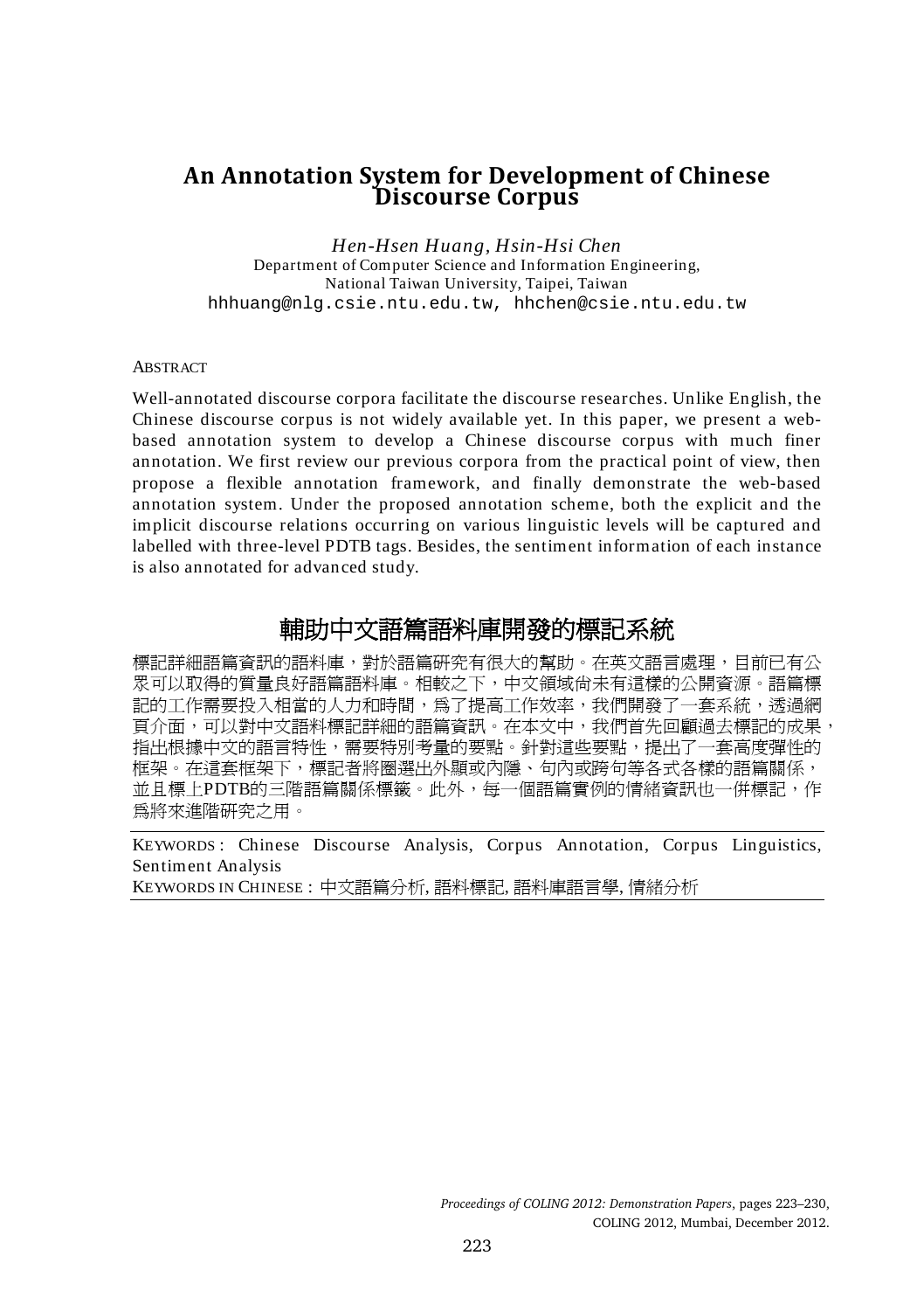# An Annotation System for Development of Chinese Discourse Corpus

*Hen-Hsen Huang, Hsin-Hsi Chen*
Department of Computer Science and Information Engineering,
National Taiwan University, Taipei, Taiwan
hhhuang@nlg.csie.ntu.edu.tw, hhchen@csie.ntu.edu.tw

## ABSTRACT

Well-annotated discourse corpora facilitate the discourse researches. Unlike English, the Chinese discourse corpus is not widely available yet. In this paper, we present a web-based annotation system to develop a Chinese discourse corpus with much finer annotation. We first review our previous corpora from the practical point of view, then propose a flexible annotation framework, and finally demonstrate the web-based annotation system. Under the proposed annotation scheme, both the explicit and the implicit discourse relations occurring on various linguistic levels will be captured and labelled with three-level PDTB tags. Besides, the sentiment information of each instance is also annotated for advanced study.

## 輔助中文語篇語料庫開發的標記系統

標記詳細語篇資訊的語料庫，對於語篇研究有很大的幫助。在英文語言處理，目前已有公眾可以取得的質量良好語篇語料庫。相較之下，中文領域尚未有這樣的公開資源。語篇標記的工作需要投入相當的人力和時間，爲了提高工作效率，我們開發了一套系統，透過網頁介面，可以對中文語料標記詳細的語篇資訊。在本文中，我們首先回顧過去標記的成果，指出根據中文的語言特性，需要特別考量的要點。針對這些要點，提出了一套高度彈性的框架。在這套框架下，標記者將圈選出外顯或內隱、句內或跨句等各式各樣的語篇關係，並且標上PDTB的三階語篇關係標籤。此外，每一個語篇實例的情緒資訊也一併標記，作爲將來進階研究之用。

KEYWORDS : Chinese Discourse Analysis, Corpus Annotation, Corpus Linguistics, Sentiment Analysis

KEYWORDS IN CHINESE : 中文語篇分析, 語料標記, 語料庫語言學, 情緒分析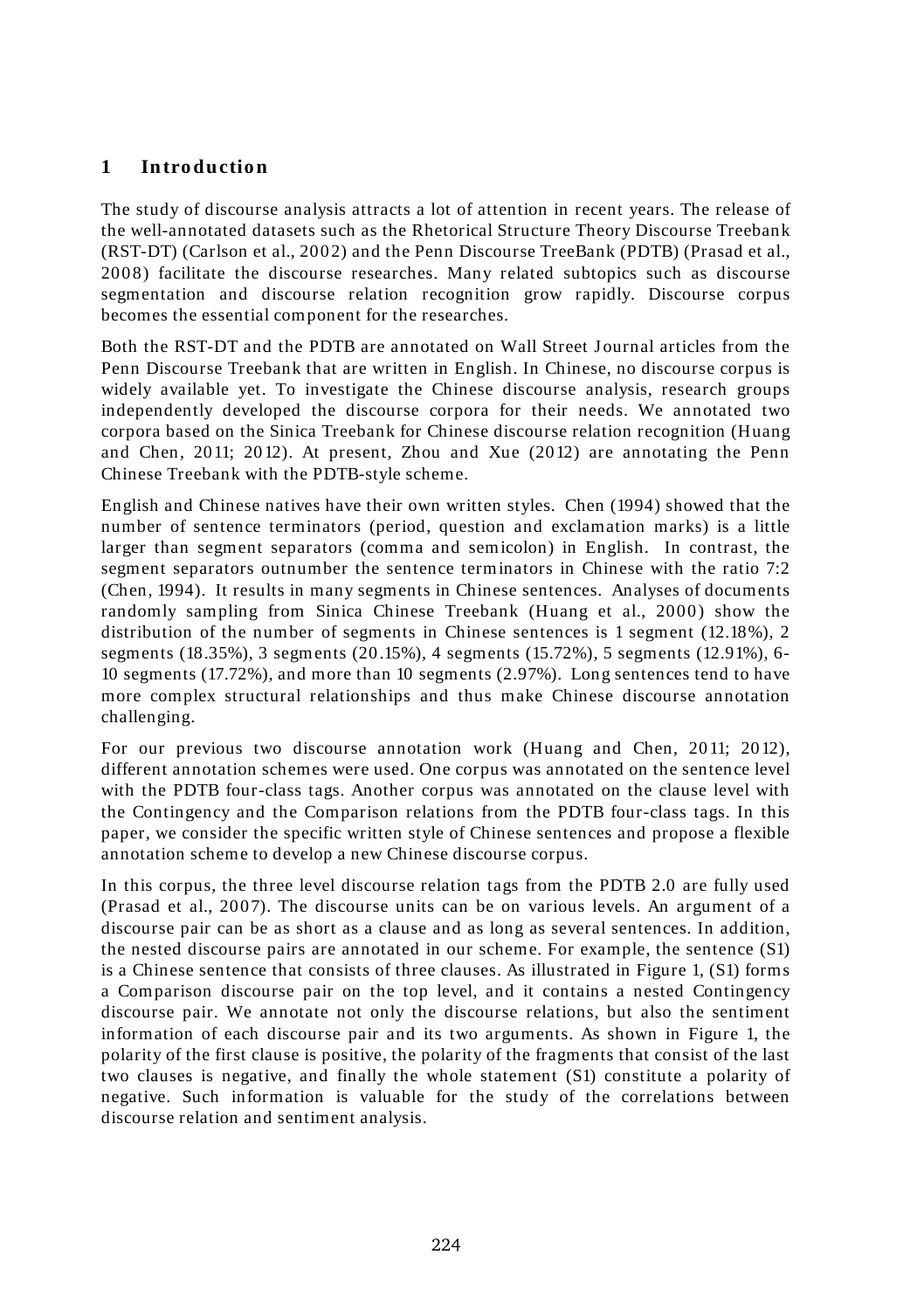# 1 Introduction

The study of discourse analysis attracts a lot of attention in recent years. The release of the well-annotated datasets such as the Rhetorical Structure Theory Discourse Treebank (RST-DT) (Carlson et al., 2002) and the Penn Discourse TreeBank (PDTB) (Prasad et al., 2008) facilitate the discourse researches. Many related subtopics such as discourse segmentation and discourse relation recognition grow rapidly. Discourse corpus becomes the essential component for the researches.

Both the RST-DT and the PDTB are annotated on Wall Street Journal articles from the Penn Discourse Treebank that are written in English. In Chinese, no discourse corpus is widely available yet. To investigate the Chinese discourse analysis, research groups independently developed the discourse corpora for their needs. We annotated two corpora based on the Sinica Treebank for Chinese discourse relation recognition (Huang and Chen, 2011; 2012). At present, Zhou and Xue (2012) are annotating the Penn Chinese Treebank with the PDTB-style scheme.

English and Chinese natives have their own written styles. Chen (1994) showed that the number of sentence terminators (period, question and exclamation marks) is a little larger than segment separators (comma and semicolon) in English. In contrast, the segment separators outnumber the sentence terminators in Chinese with the ratio 7:2 (Chen, 1994). It results in many segments in Chinese sentences. Analyses of documents randomly sampling from Sinica Chinese Treebank (Huang et al., 2000) show the distribution of the number of segments in Chinese sentences is 1 segment (12.18%), 2 segments (18.35%), 3 segments (20.15%), 4 segments (15.72%), 5 segments (12.91%), 6-10 segments (17.72%), and more than 10 segments (2.97%). Long sentences tend to have more complex structural relationships and thus make Chinese discourse annotation challenging.

For our previous two discourse annotation work (Huang and Chen, 2011; 2012), different annotation schemes were used. One corpus was annotated on the sentence level with the PDTB four-class tags. Another corpus was annotated on the clause level with the Contingency and the Comparison relations from the PDTB four-class tags. In this paper, we consider the specific written style of Chinese sentences and propose a flexible annotation scheme to develop a new Chinese discourse corpus.

In this corpus, the three level discourse relation tags from the PDTB 2.0 are fully used (Prasad et al., 2007). The discourse units can be on various levels. An argument of a discourse pair can be as short as a clause and as long as several sentences. In addition, the nested discourse pairs are annotated in our scheme. For example, the sentence (S1) is a Chinese sentence that consists of three clauses. As illustrated in Figure 1, (S1) forms a Comparison discourse pair on the top level, and it contains a nested Contingency discourse pair. We annotate not only the discourse relations, but also the sentiment information of each discourse pair and its two arguments. As shown in Figure 1, the polarity of the first clause is positive, the polarity of the fragments that consist of the last two clauses is negative, and finally the whole statement (S1) constitute a polarity of negative. Such information is valuable for the study of the correlations between discourse relation and sentiment analysis.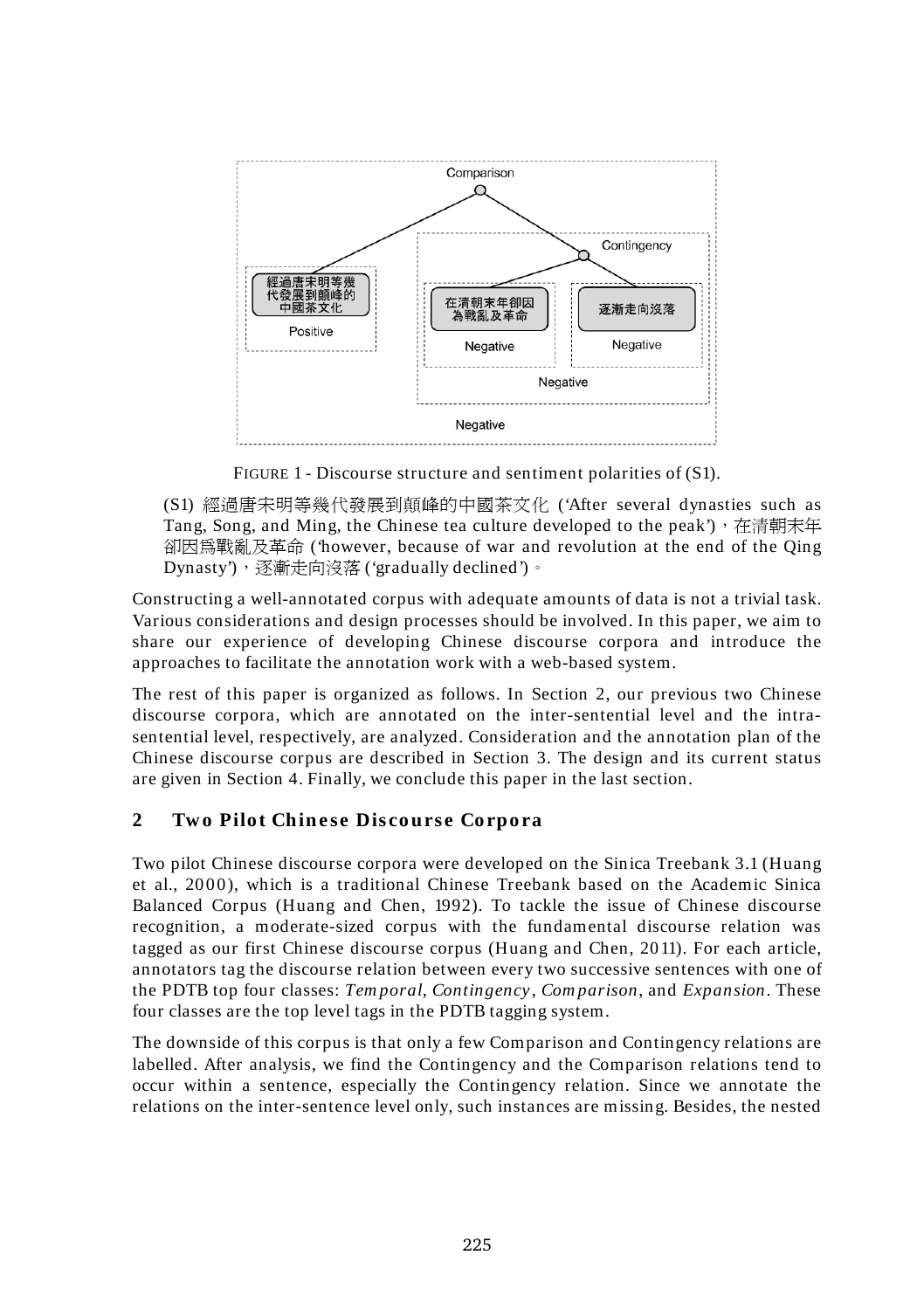FIGURE 1 - Discourse structure and sentiment polarities of (S1).

(S1) 經過唐宋明等幾代發展到顛峰的中國茶文化 ('After several dynasties such as Tang, Song, and Ming, the Chinese tea culture developed to the peak')，在清朝末年卻因爲戰亂及革命 ('however, because of war and revolution at the end of the Qing Dynasty')，逐漸走向沒落 ('gradually declined')。

Constructing a well-annotated corpus with adequate amounts of data is not a trivial task. Various considerations and design processes should be involved. In this paper, we aim to share our experience of developing Chinese discourse corpora and introduce the approaches to facilitate the annotation work with a web-based system.

The rest of this paper is organized as follows. In Section 2, our previous two Chinese discourse corpora, which are annotated on the inter-sentential level and the intra-sentential level, respectively, are analyzed. Consideration and the annotation plan of the Chinese discourse corpus are described in Section 3. The design and its current status are given in Section 4. Finally, we conclude this paper in the last section.

## 2 Two Pilot Chinese Discourse Corpora

Two pilot Chinese discourse corpora were developed on the Sinica Treebank 3.1 (Huang et al., 2000), which is a traditional Chinese Treebank based on the Academic Sinica Balanced Corpus (Huang and Chen, 1992). To tackle the issue of Chinese discourse recognition, a moderate-sized corpus with the fundamental discourse relation was tagged as our first Chinese discourse corpus (Huang and Chen, 2011). For each article, annotators tag the discourse relation between every two successive sentences with one of the PDTB top four classes: *Temporal*, *Contingency*, *Comparison*, and *Expansion*. These four classes are the top level tags in the PDTB tagging system.

The downside of this corpus is that only a few Comparison and Contingency relations are labelled. After analysis, we find the Contingency and the Comparison relations tend to occur within a sentence, especially the Contingency relation. Since we annotate the relations on the inter-sentence level only, such instances are missing. Besides, the nested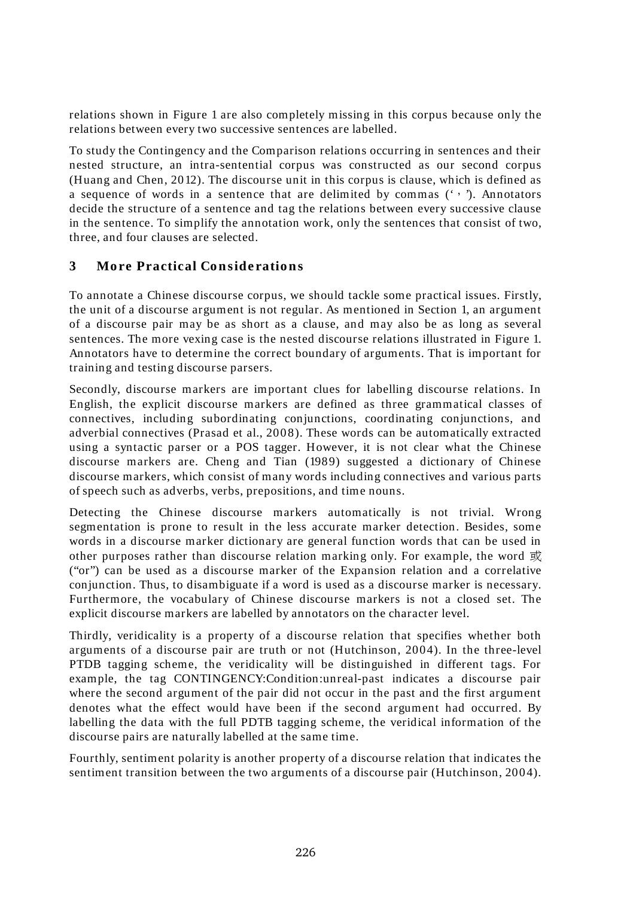relations shown in Figure 1 are also completely missing in this corpus because only the relations between every two successive sentences are labelled.

To study the Contingency and the Comparison relations occurring in sentences and their nested structure, an intra-sentential corpus was constructed as our second corpus (Huang and Chen, 2012). The discourse unit in this corpus is clause, which is defined as a sequence of words in a sentence that are delimited by commas ('，'). Annotators decide the structure of a sentence and tag the relations between every successive clause in the sentence. To simplify the annotation work, only the sentences that consist of two, three, and four clauses are selected.

## 3 More Practical Considerations

To annotate a Chinese discourse corpus, we should tackle some practical issues. Firstly, the unit of a discourse argument is not regular. As mentioned in Section 1, an argument of a discourse pair may be as short as a clause, and may also be as long as several sentences. The more vexing case is the nested discourse relations illustrated in Figure 1. Annotators have to determine the correct boundary of arguments. That is important for training and testing discourse parsers.

Secondly, discourse markers are important clues for labelling discourse relations. In English, the explicit discourse markers are defined as three grammatical classes of connectives, including subordinating conjunctions, coordinating conjunctions, and adverbial connectives (Prasad et al., 2008). These words can be automatically extracted using a syntactic parser or a POS tagger. However, it is not clear what the Chinese discourse markers are. Cheng and Tian (1989) suggested a dictionary of Chinese discourse markers, which consist of many words including connectives and various parts of speech such as adverbs, verbs, prepositions, and time nouns.

Detecting the Chinese discourse markers automatically is not trivial. Wrong segmentation is prone to result in the less accurate marker detection. Besides, some words in a discourse marker dictionary are general function words that can be used in other purposes rather than discourse relation marking only. For example, the word 或 ("or") can be used as a discourse marker of the Expansion relation and a correlative conjunction. Thus, to disambiguate if a word is used as a discourse marker is necessary. Furthermore, the vocabulary of Chinese discourse markers is not a closed set. The explicit discourse markers are labelled by annotators on the character level.

Thirdly, veridicality is a property of a discourse relation that specifies whether both arguments of a discourse pair are truth or not (Hutchinson, 2004). In the three-level PTDB tagging scheme, the veridicality will be distinguished in different tags. For example, the tag CONTINGENCY:Condition:unreal-past indicates a discourse pair where the second argument of the pair did not occur in the past and the first argument denotes what the effect would have been if the second argument had occurred. By labelling the data with the full PDTB tagging scheme, the veridical information of the discourse pairs are naturally labelled at the same time.

Fourthly, sentiment polarity is another property of a discourse relation that indicates the sentiment transition between the two arguments of a discourse pair (Hutchinson, 2004).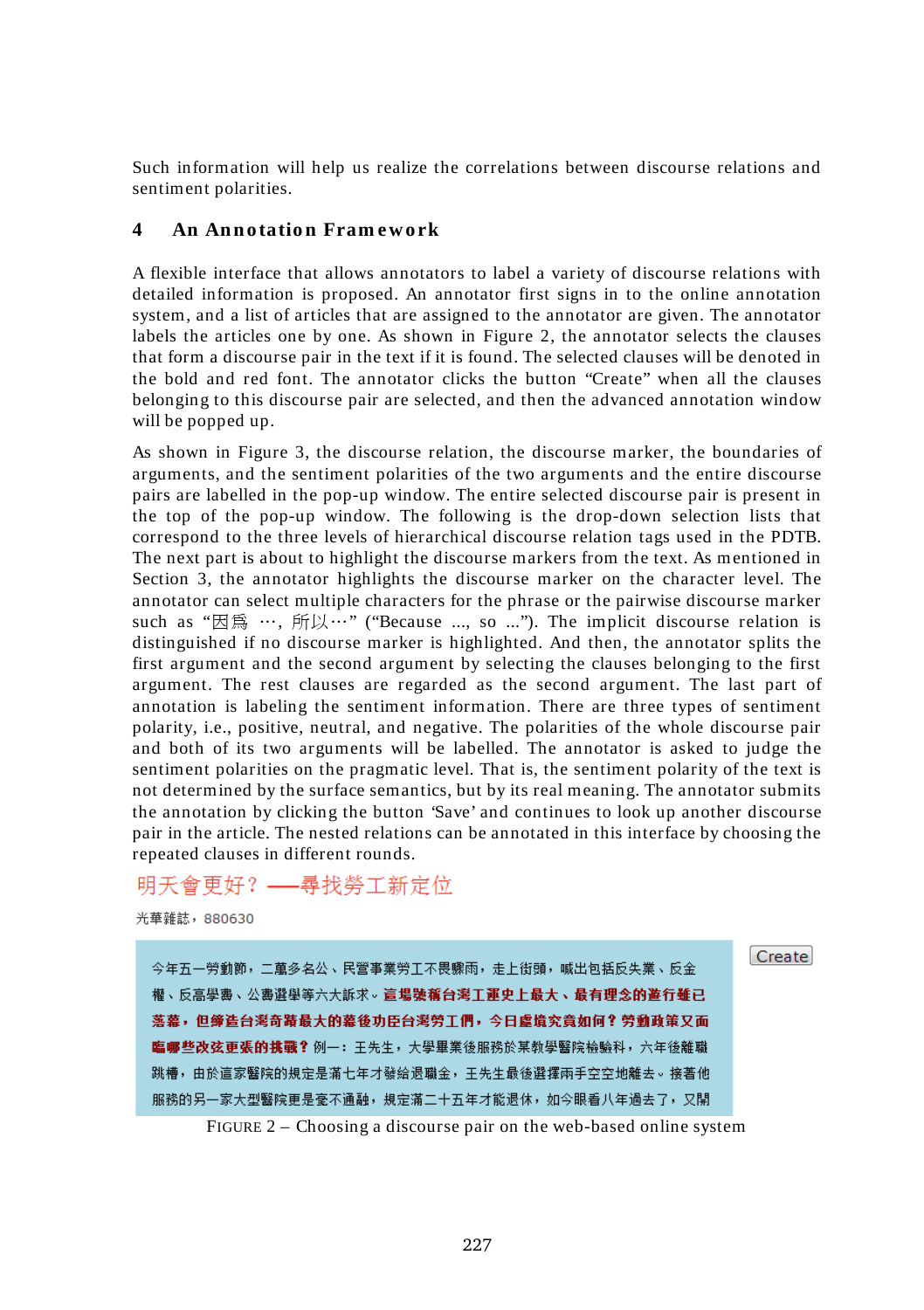Such information will help us realize the correlations between discourse relations and sentiment polarities.

## 4 An Annotation Framework

A flexible interface that allows annotators to label a variety of discourse relations with detailed information is proposed. An annotator first signs in to the online annotation system, and a list of articles that are assigned to the annotator are given. The annotator labels the articles one by one. As shown in Figure 2, the annotator selects the clauses that form a discourse pair in the text if it is found. The selected clauses will be denoted in the bold and red font. The annotator clicks the button "Create" when all the clauses belonging to this discourse pair are selected, and then the advanced annotation window will be popped up.

As shown in Figure 3, the discourse relation, the discourse marker, the boundaries of arguments, and the sentiment polarities of the two arguments and the entire discourse pairs are labelled in the pop-up window. The entire selected discourse pair is present in the top of the pop-up window. The following is the drop-down selection lists that correspond to the three levels of hierarchical discourse relation tags used in the PDTB. The next part is about to highlight the discourse markers from the text. As mentioned in Section 3, the annotator highlights the discourse marker on the character level. The annotator can select multiple characters for the phrase or the pairwise discourse marker such as "因爲 …, 所以…" ("Because ..., so ..."). The implicit discourse relation is distinguished if no discourse marker is highlighted. And then, the annotator splits the first argument and the second argument by selecting the clauses belonging to the first argument. The rest clauses are regarded as the second argument. The last part of annotation is labeling the sentiment information. There are three types of sentiment polarity, i.e., positive, neutral, and negative. The polarities of the whole discourse pair and both of its two arguments will be labelled. The annotator is asked to judge the sentiment polarities on the pragmatic level. That is, the sentiment polarity of the text is not determined by the surface semantics, but by its real meaning. The annotator submits the annotation by clicking the button 'Save' and continues to look up another discourse pair in the article. The nested relations can be annotated in this interface by choosing the repeated clauses in different rounds.

明天會更好？——尋找勞工新定位

光華雜誌，880630

今年五一勞動節，二萬多名公、民營事業勞工不畏驟雨，走上街頭，喊出包括反失業、反金權、反高學費、公費選舉等六大訴求。**這場號稱台灣工運史上最大、最有理念的遊行雖已落幕，但締造台灣奇蹟最大的幕後功臣台灣勞工們，今日處境究竟如何？勞動政策又面臨哪些改弦更張的挑戰？**例一：王先生，大學畢業後服務於某教學醫院檢驗科，六年後離職跳槽，由於這家醫院的規定是滿七年才發給退職金，王先生最後選擇兩手空空地離去。接著他服務的另一家大型醫院更是毫不通融，規定滿二十五年才能退休，如今眼看八年過去了，又開

Create

FIGURE 2 – Choosing a discourse pair on the web-based online system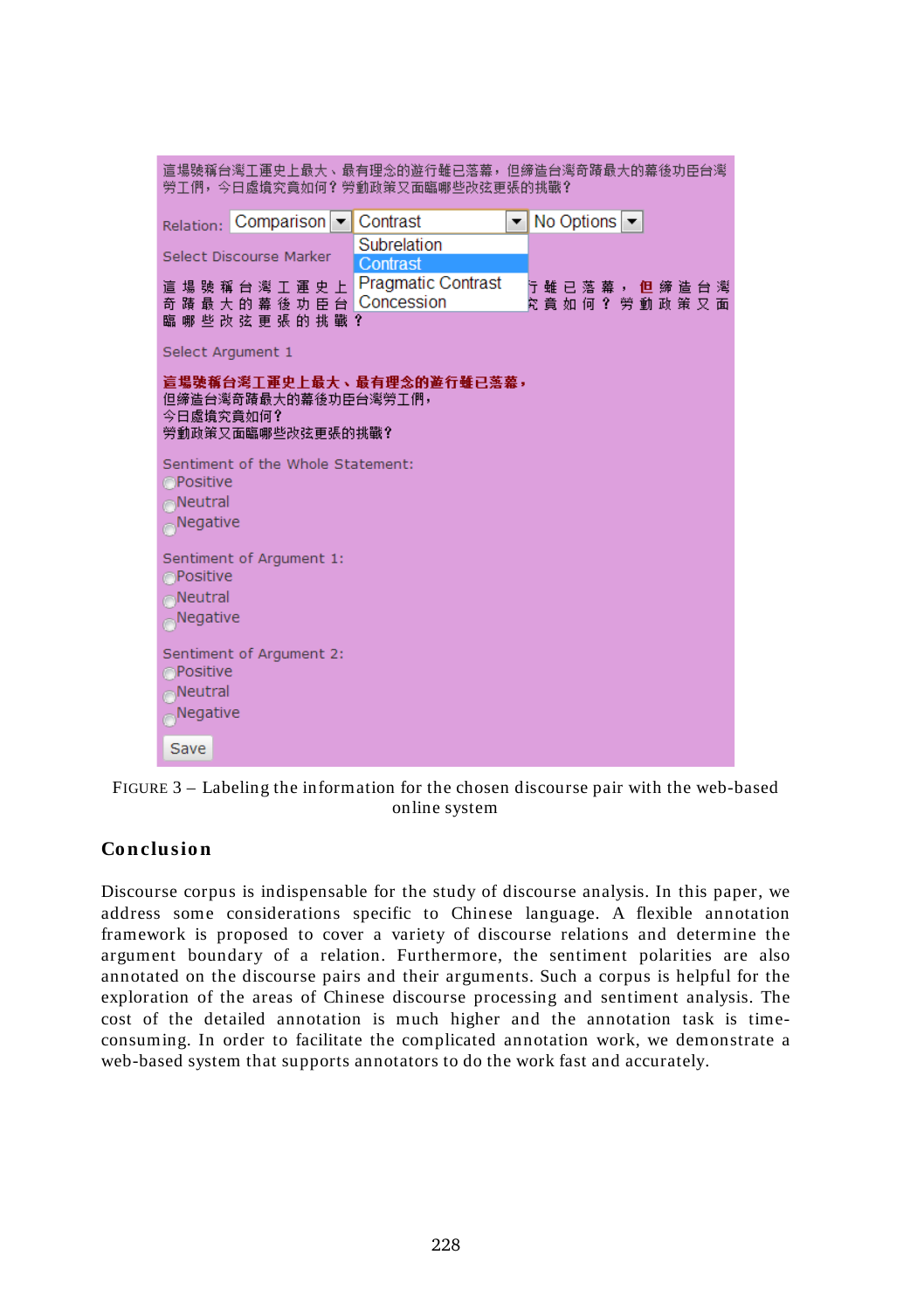這場號稱台灣工運史上最大、最有理念的遊行雖已落幕，但締造台灣奇蹟最大的幕後功臣台灣勞工們，今日處境究竟如何？勞動政策又面臨哪些改弦更張的挑戰？

Relation: Comparison | Contrast | No Options

Subrelation
Contrast
Pragmatic Contrast
Concession

Select Discourse Marker

這場號稱台灣工運史上最大、最有理念的遊行雖已落幕，**但**締造台灣奇蹟最大的幕後功臣台灣勞工們，今日處境究竟如何？勞動政策又面臨哪些改弦更張的挑戰？

Select Argument 1

**這場號稱台灣工運史上最大、最有理念的遊行雖已落幕，**
但締造台灣奇蹟最大的幕後功臣台灣勞工們，
今日處境究竟如何？
勞動政策又面臨哪些改弦更張的挑戰？

Sentiment of the Whole Statement:
- Positive
- Neutral
- Negative

Sentiment of Argument 1:
- Positive
- Neutral
- Negative

Sentiment of Argument 2:
- Positive
- Neutral
- Negative

Save

FIGURE 3 – Labeling the information for the chosen discourse pair with the web-based online system

## Conclusion

Discourse corpus is indispensable for the study of discourse analysis. In this paper, we address some considerations specific to Chinese language. A flexible annotation framework is proposed to cover a variety of discourse relations and determine the argument boundary of a relation. Furthermore, the sentiment polarities are also annotated on the discourse pairs and their arguments. Such a corpus is helpful for the exploration of the areas of Chinese discourse processing and sentiment analysis. The cost of the detailed annotation is much higher and the annotation task is time-consuming. In order to facilitate the complicated annotation work, we demonstrate a web-based system that supports annotators to do the work fast and accurately.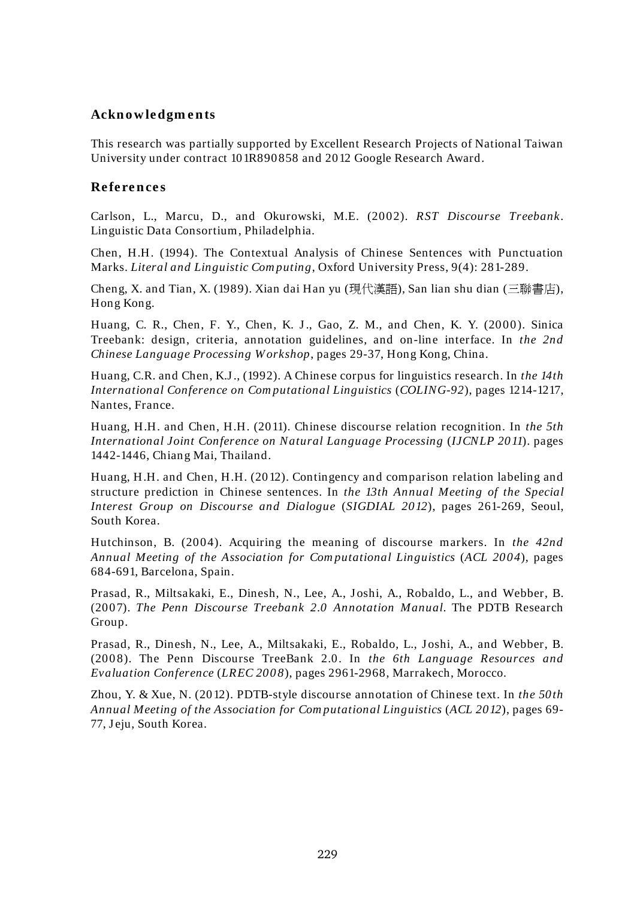## Acknowledgments

This research was partially supported by Excellent Research Projects of National Taiwan University under contract 101R890858 and 2012 Google Research Award.

## References

Carlson, L., Marcu, D., and Okurowski, M.E. (2002). *RST Discourse Treebank*. Linguistic Data Consortium, Philadelphia.

Chen, H.H. (1994). The Contextual Analysis of Chinese Sentences with Punctuation Marks. *Literal and Linguistic Computing*, Oxford University Press, 9(4): 281-289.

Cheng, X. and Tian, X. (1989). Xian dai Han yu (現代漢語), San lian shu dian (三聯書店), Hong Kong.

Huang, C. R., Chen, F. Y., Chen, K. J., Gao, Z. M., and Chen, K. Y. (2000). Sinica Treebank: design, criteria, annotation guidelines, and on-line interface. In *the 2nd Chinese Language Processing Workshop*, pages 29-37, Hong Kong, China.

Huang, C.R. and Chen, K.J., (1992). A Chinese corpus for linguistics research. In *the 14th International Conference on Computational Linguistics* (*COLING-92*), pages 1214-1217, Nantes, France.

Huang, H.H. and Chen, H.H. (2011). Chinese discourse relation recognition. In *the 5th International Joint Conference on Natural Language Processing* (*IJCNLP 2011*). pages 1442-1446, Chiang Mai, Thailand.

Huang, H.H. and Chen, H.H. (2012). Contingency and comparison relation labeling and structure prediction in Chinese sentences. In *the 13th Annual Meeting of the Special Interest Group on Discourse and Dialogue* (*SIGDIAL 2012*), pages 261-269, Seoul, South Korea.

Hutchinson, B. (2004). Acquiring the meaning of discourse markers. In *the 42nd Annual Meeting of the Association for Computational Linguistics* (*ACL 2004*), pages 684-691, Barcelona, Spain.

Prasad, R., Miltsakaki, E., Dinesh, N., Lee, A., Joshi, A., Robaldo, L., and Webber, B. (2007). *The Penn Discourse Treebank 2.0 Annotation Manual*. The PDTB Research Group.

Prasad, R., Dinesh, N., Lee, A., Miltsakaki, E., Robaldo, L., Joshi, A., and Webber, B. (2008). The Penn Discourse TreeBank 2.0. In *the 6th Language Resources and Evaluation Conference* (*LREC 2008*), pages 2961-2968, Marrakech, Morocco.

Zhou, Y. & Xue, N. (2012). PDTB-style discourse annotation of Chinese text. In *the 50th Annual Meeting of the Association for Computational Linguistics* (*ACL 2012*), pages 69-77, Jeju, South Korea.